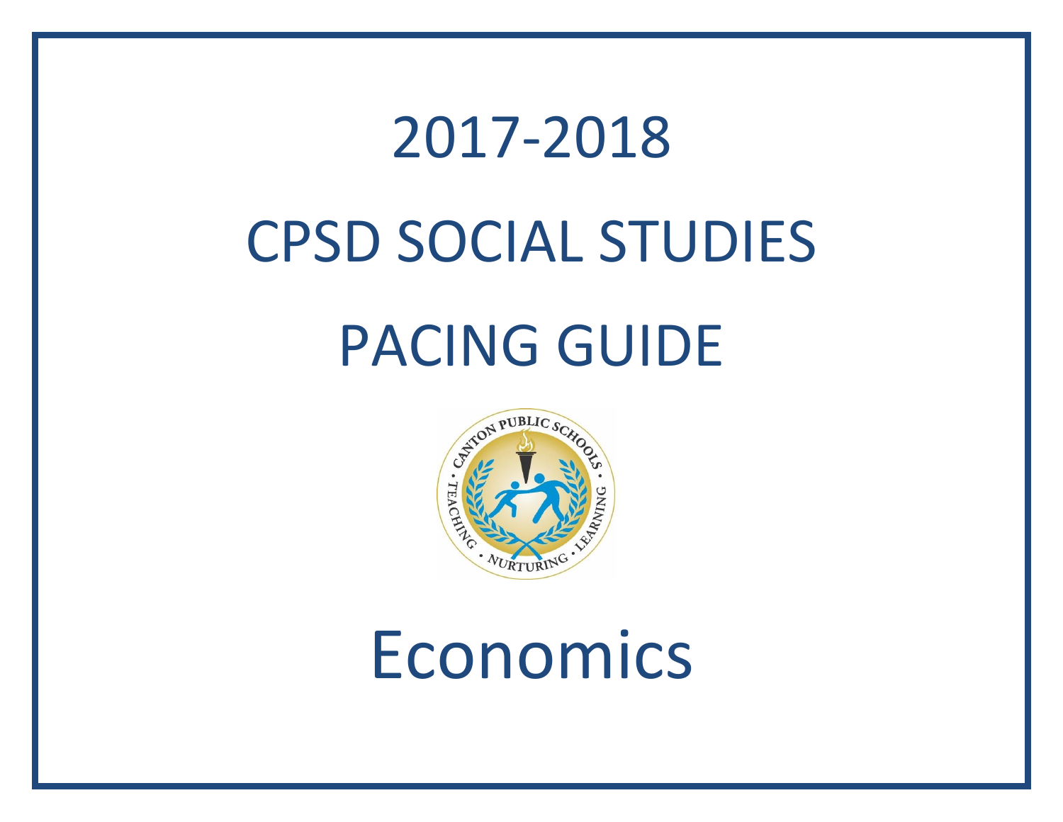# 2017-2018

# CPSD SOCIAL STUDIES

# PACING GUIDE

# Economics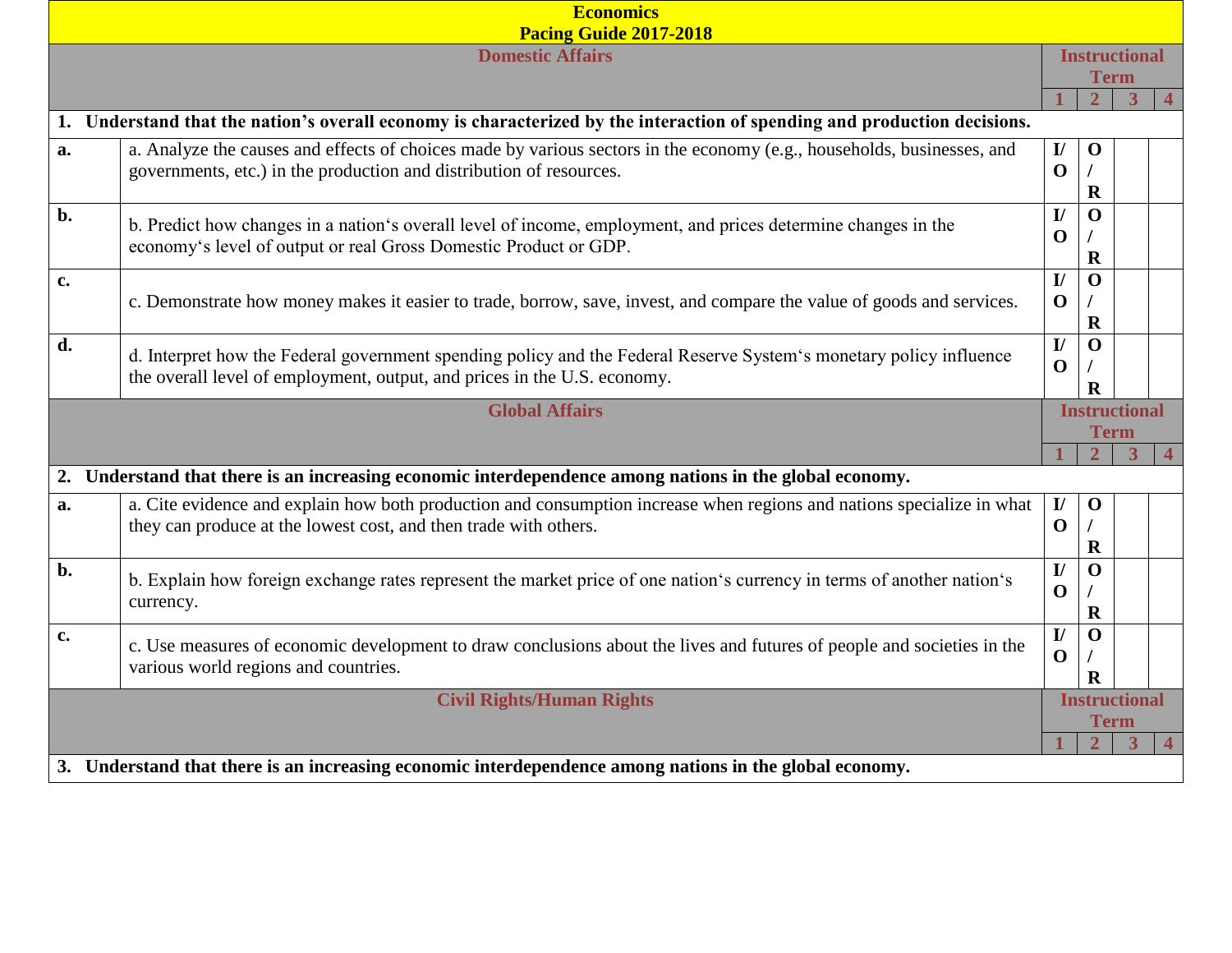| **Economics Pacing Guide 2017-2018** | | | | | |
|---|---|---|---|---|---|
| **Domestic Affairs** | | **Instructional Term** | | | |
| | | **1** | **2** | **3** | **4** |
| **1. Understand that the nation's overall economy is characterized by the interaction of spending and production decisions.** | | | | | |
| **a.** | a. Analyze the causes and effects of choices made by various sectors in the economy (e.g., households, businesses, and governments, etc.) in the production and distribution of resources. | **I/O** | **O/R** | | |
| **b.** | b. Predict how changes in a nation's overall level of income, employment, and prices determine changes in the economy's level of output or real Gross Domestic Product or GDP. | **I/O** | **O/R** | | |
| **c.** | c. Demonstrate how money makes it easier to trade, borrow, save, invest, and compare the value of goods and services. | **I/O** | **O/R** | | |
| **d.** | d. Interpret how the Federal government spending policy and the Federal Reserve System's monetary policy influence the overall level of employment, output, and prices in the U.S. economy. | **I/O** | **O/R** | | |
| **Global Affairs** | | **Instructional Term** | | | |
| | | **1** | **2** | **3** | **4** |
| **2. Understand that there is an increasing economic interdependence among nations in the global economy.** | | | | | |
| **a.** | a. Cite evidence and explain how both production and consumption increase when regions and nations specialize in what they can produce at the lowest cost, and then trade with others. | **I/O** | **O/R** | | |
| **b.** | b. Explain how foreign exchange rates represent the market price of one nation's currency in terms of another nation's currency. | **I/O** | **O/R** | | |
| **c.** | c. Use measures of economic development to draw conclusions about the lives and futures of people and societies in the various world regions and countries. | **I/O** | **O/R** | | |
| **Civil Rights/Human Rights** | | **Instructional Term** | | | |
| | | **1** | **2** | **3** | **4** |
| **3. Understand that there is an increasing economic interdependence among nations in the global economy.** | | | | | |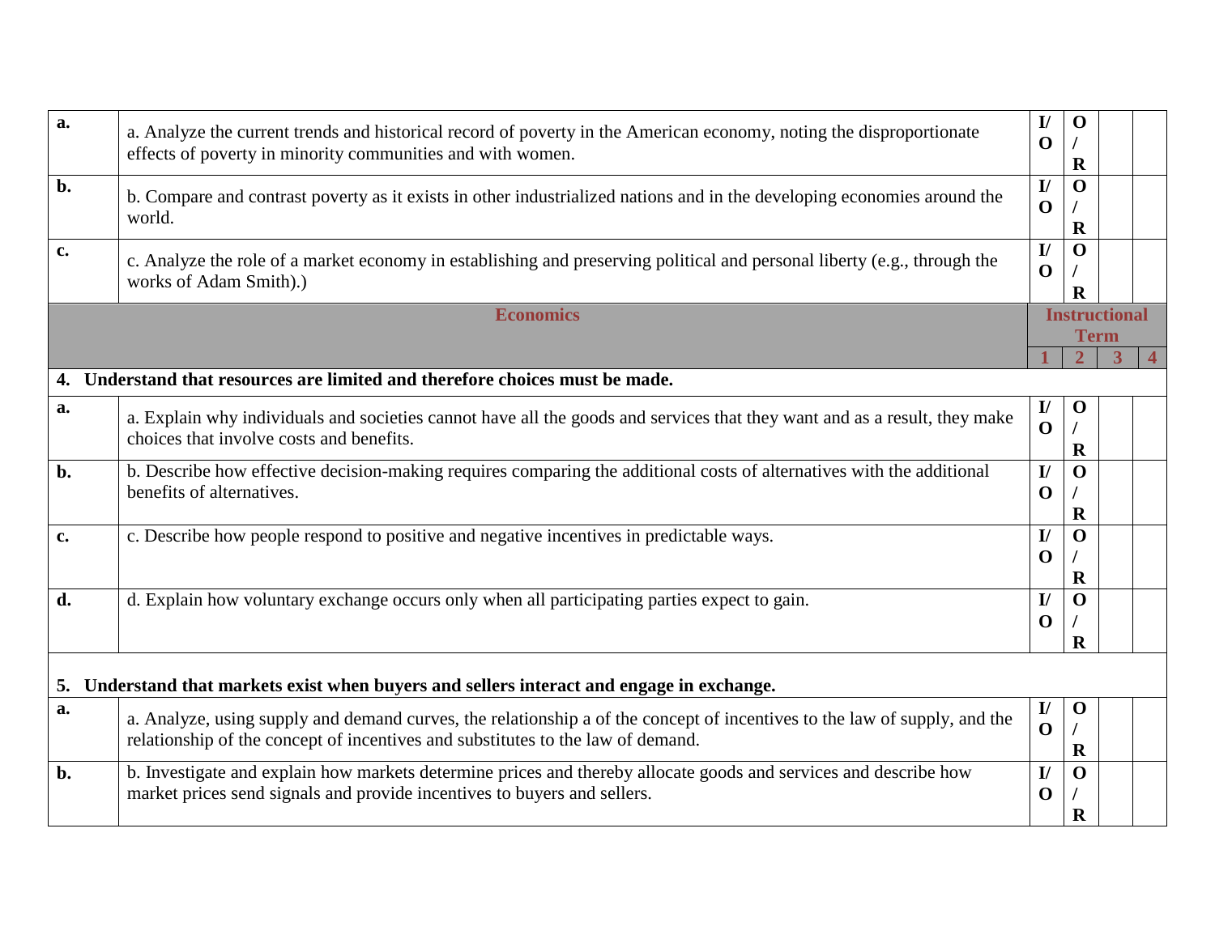| | | | | | |
|---|---|---|---|---|---|
| **a.** | a. Analyze the current trends and historical record of poverty in the American economy, noting the disproportionate effects of poverty in minority communities and with women. | **I/O** | **O/R** | | |
| **b.** | b. Compare and contrast poverty as it exists in other industrialized nations and in the developing economies around the world. | **I/O** | **O/R** | | |
| **c.** | c. Analyze the role of a market economy in establishing and preserving political and personal liberty (e.g., through the works of Adam Smith).) | **I/O** | **O/R** | | |

| | **Economics** | **Instructional Term** | | | |
|---|---|---|---|---|---|
| | | **1** | **2** | **3** | **4** |
| **4. Understand that resources are limited and therefore choices must be made.** | | | | | |
| **a.** | a. Explain why individuals and societies cannot have all the goods and services that they want and as a result, they make choices that involve costs and benefits. | **I/O** | **O/R** | | |
| **b.** | b. Describe how effective decision-making requires comparing the additional costs of alternatives with the additional benefits of alternatives. | **I/O** | **O/R** | | |
| **c.** | c. Describe how people respond to positive and negative incentives in predictable ways. | **I/O** | **O/R** | | |
| **d.** | d. Explain how voluntary exchange occurs only when all participating parties expect to gain. | **I/O** | **O/R** | | |
| **5. Understand that markets exist when buyers and sellers interact and engage in exchange.** | | | | | |
| **a.** | a. Analyze, using supply and demand curves, the relationship a of the concept of incentives to the law of supply, and the relationship of the concept of incentives and substitutes to the law of demand. | **I/O** | **O/R** | | |
| **b.** | b. Investigate and explain how markets determine prices and thereby allocate goods and services and describe how market prices send signals and provide incentives to buyers and sellers. | **I/O** | **O/R** | | |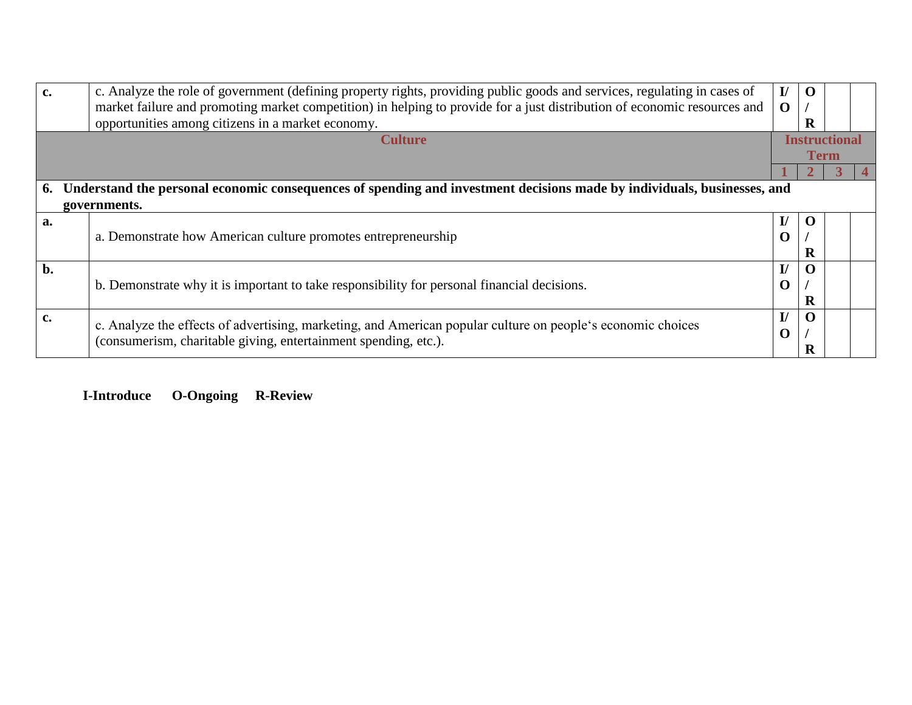| | | 1 | 2 | 3 | 4 |
|---|---|---|---|---|---|
| c. | c. Analyze the role of government (defining property rights, providing public goods and services, regulating in cases of market failure and promoting market competition) in helping to provide for a just distribution of economic resources and opportunities among citizens in a market economy. | I/O | O/R | | |
| | **Culture** | **Instructional Term** | | | |
| | | **1** | **2** | **3** | **4** |
| **6.** | **Understand the personal economic consequences of spending and investment decisions made by individuals, businesses, and governments.** | | | | |
| a. | a. Demonstrate how American culture promotes entrepreneurship | I/O | O/R | | |
| b. | b. Demonstrate why it is important to take responsibility for personal financial decisions. | I/O | O/R | | |
| c. | c. Analyze the effects of advertising, marketing, and American popular culture on people's economic choices (consumerism, charitable giving, entertainment spending, etc.). | I/O | O/R | | |

**I-Introduce O-Ongoing R-Review**